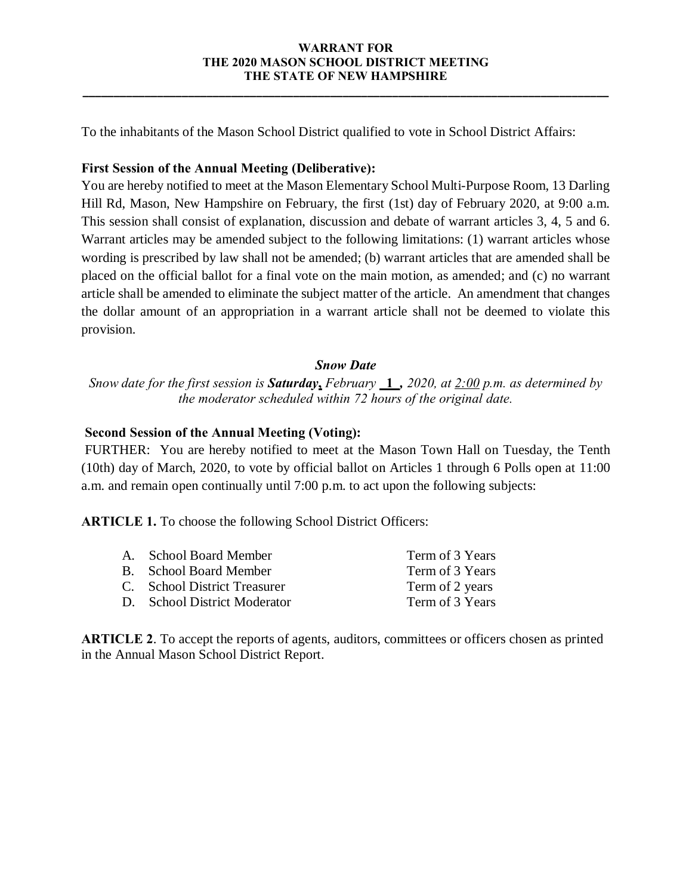# WARRANT FOR
# THE 2020 MASON SCHOOL DISTRICT MEETING
# THE STATE OF NEW HAMPSHIRE

---

To the inhabitants of the Mason School District qualified to vote in School District Affairs:

**First Session of the Annual Meeting (Deliberative):**

You are hereby notified to meet at the Mason Elementary School Multi-Purpose Room, 13 Darling Hill Rd, Mason, New Hampshire on February, the first (1st) day of February 2020, at 9:00 a.m. This session shall consist of explanation, discussion and debate of warrant articles 3, 4, 5 and 6. Warrant articles may be amended subject to the following limitations: (1) warrant articles whose wording is prescribed by law shall not be amended; (b) warrant articles that are amended shall be placed on the official ballot for a final vote on the main motion, as amended; and (c) no warrant article shall be amended to eliminate the subject matter of the article. An amendment that changes the dollar amount of an appropriation in a warrant article shall not be deemed to violate this provision.

***Snow Date***

*Snow date for the first session is **Saturday**, February **1**, 2020, at 2:00 p.m. as determined by the moderator scheduled within 72 hours of the original date.*

**Second Session of the Annual Meeting (Voting):**

FURTHER: You are hereby notified to meet at the Mason Town Hall on Tuesday, the Tenth (10th) day of March, 2020, to vote by official ballot on Articles 1 through 6 Polls open at 11:00 a.m. and remain open continually until 7:00 p.m. to act upon the following subjects:

**ARTICLE 1.** To choose the following School District Officers:

| | |
|---|---|
| A. School Board Member | Term of 3 Years |
| B. School Board Member | Term of 3 Years |
| C. School District Treasurer | Term of 2 years |
| D. School District Moderator | Term of 3 Years |

**ARTICLE 2**. To accept the reports of agents, auditors, committees or officers chosen as printed in the Annual Mason School District Report.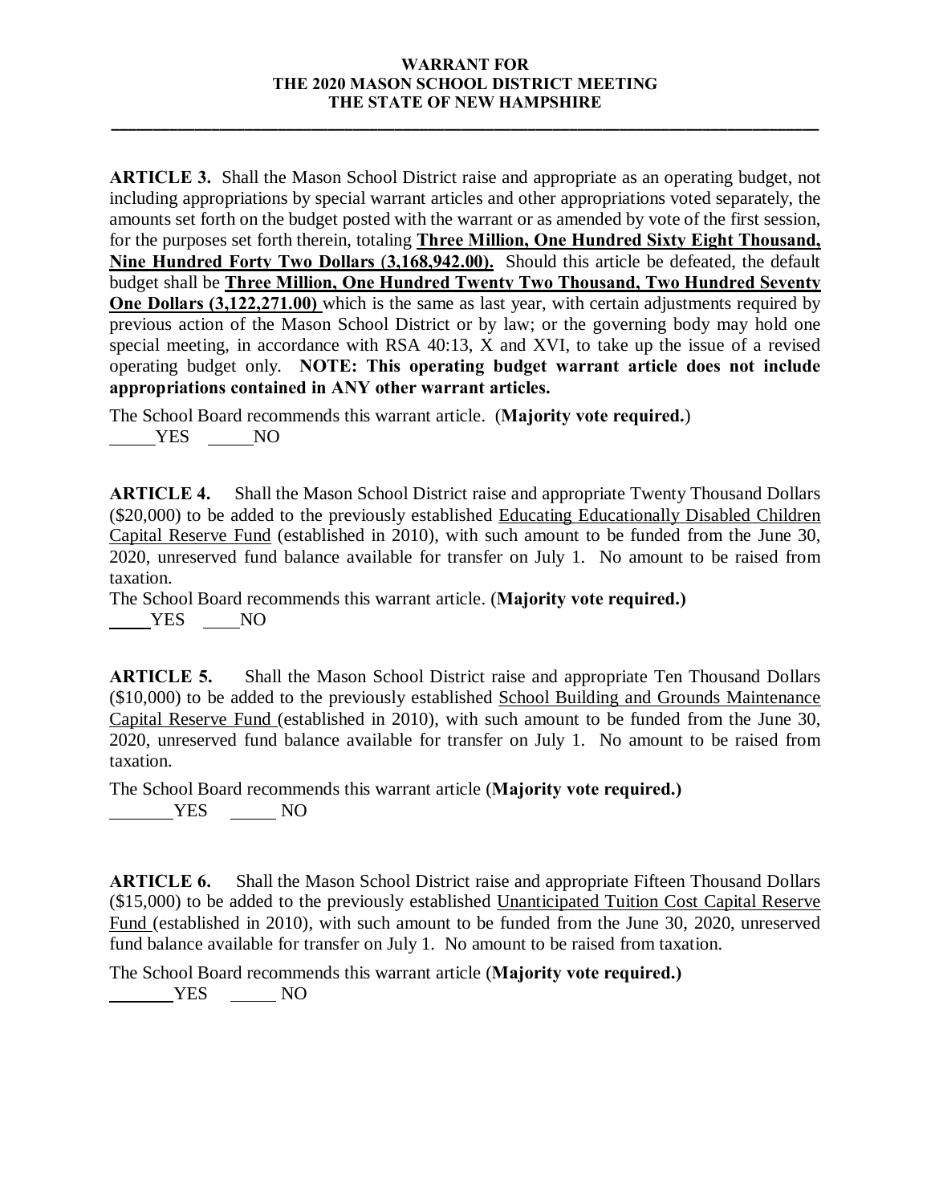**WARRANT FOR**
**THE 2020 MASON SCHOOL DISTRICT MEETING**
**THE STATE OF NEW HAMPSHIRE**

---

**ARTICLE 3.** Shall the Mason School District raise and appropriate as an operating budget, not including appropriations by special warrant articles and other appropriations voted separately, the amounts set forth on the budget posted with the warrant or as amended by vote of the first session, for the purposes set forth therein, totaling **Three Million, One Hundred Sixty Eight Thousand, Nine Hundred Forty Two Dollars (3,168,942.00).** Should this article be defeated, the default budget shall be **Three Million, One Hundred Twenty Two Thousand, Two Hundred Seventy One Dollars (3,122,271.00)** which is the same as last year, with certain adjustments required by previous action of the Mason School District or by law; or the governing body may hold one special meeting, in accordance with RSA 40:13, X and XVI, to take up the issue of a revised operating budget only. **NOTE: This operating budget warrant article does not include appropriations contained in ANY other warrant articles.**

The School Board recommends this warrant article. (**Majority vote required.**)

_____YES _____NO

**ARTICLE 4.** Shall the Mason School District raise and appropriate Twenty Thousand Dollars ($20,000) to be added to the previously established Educating Educationally Disabled Children Capital Reserve Fund (established in 2010), with such amount to be funded from the June 30, 2020, unreserved fund balance available for transfer on July 1. No amount to be raised from taxation.

The School Board recommends this warrant article. (**Majority vote required.)**

_____YES ____NO

**ARTICLE 5.** Shall the Mason School District raise and appropriate Ten Thousand Dollars ($10,000) to be added to the previously established School Building and Grounds Maintenance Capital Reserve Fund (established in 2010), with such amount to be funded from the June 30, 2020, unreserved fund balance available for transfer on July 1. No amount to be raised from taxation.

The School Board recommends this warrant article (**Majority vote required.)**

_______YES _____ NO

**ARTICLE 6.** Shall the Mason School District raise and appropriate Fifteen Thousand Dollars ($15,000) to be added to the previously established Unanticipated Tuition Cost Capital Reserve Fund (established in 2010), with such amount to be funded from the June 30, 2020, unreserved fund balance available for transfer on July 1. No amount to be raised from taxation.

The School Board recommends this warrant article (**Majority vote required.)**

_______YES _____ NO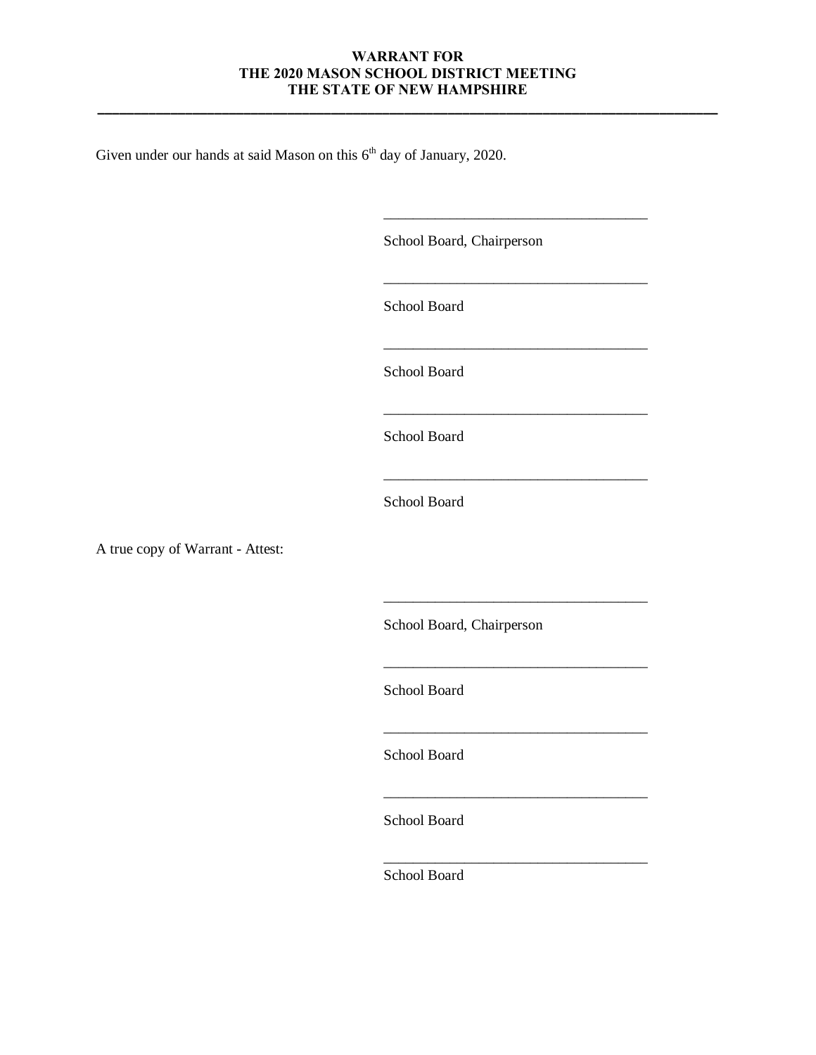**WARRANT FOR**
**THE 2020 MASON SCHOOL DISTRICT MEETING**
**THE STATE OF NEW HAMPSHIRE**

---

Given under our hands at said Mason on this 6th day of January, 2020.

\_\_\_\_\_\_\_\_\_\_\_\_\_\_\_\_\_\_\_\_\_\_\_\_\_\_\_\_\_\_\_\_\_\_\_\_

School Board, Chairperson

\_\_\_\_\_\_\_\_\_\_\_\_\_\_\_\_\_\_\_\_\_\_\_\_\_\_\_\_\_\_\_\_\_\_\_\_

School Board

\_\_\_\_\_\_\_\_\_\_\_\_\_\_\_\_\_\_\_\_\_\_\_\_\_\_\_\_\_\_\_\_\_\_\_\_

School Board

\_\_\_\_\_\_\_\_\_\_\_\_\_\_\_\_\_\_\_\_\_\_\_\_\_\_\_\_\_\_\_\_\_\_\_\_

School Board

\_\_\_\_\_\_\_\_\_\_\_\_\_\_\_\_\_\_\_\_\_\_\_\_\_\_\_\_\_\_\_\_\_\_\_\_

School Board

A true copy of Warrant - Attest:

\_\_\_\_\_\_\_\_\_\_\_\_\_\_\_\_\_\_\_\_\_\_\_\_\_\_\_\_\_\_\_\_\_\_\_\_

School Board, Chairperson

\_\_\_\_\_\_\_\_\_\_\_\_\_\_\_\_\_\_\_\_\_\_\_\_\_\_\_\_\_\_\_\_\_\_\_\_

School Board

\_\_\_\_\_\_\_\_\_\_\_\_\_\_\_\_\_\_\_\_\_\_\_\_\_\_\_\_\_\_\_\_\_\_\_\_

School Board

\_\_\_\_\_\_\_\_\_\_\_\_\_\_\_\_\_\_\_\_\_\_\_\_\_\_\_\_\_\_\_\_\_\_\_\_

School Board

\_\_\_\_\_\_\_\_\_\_\_\_\_\_\_\_\_\_\_\_\_\_\_\_\_\_\_\_\_\_\_\_\_\_\_\_

School Board